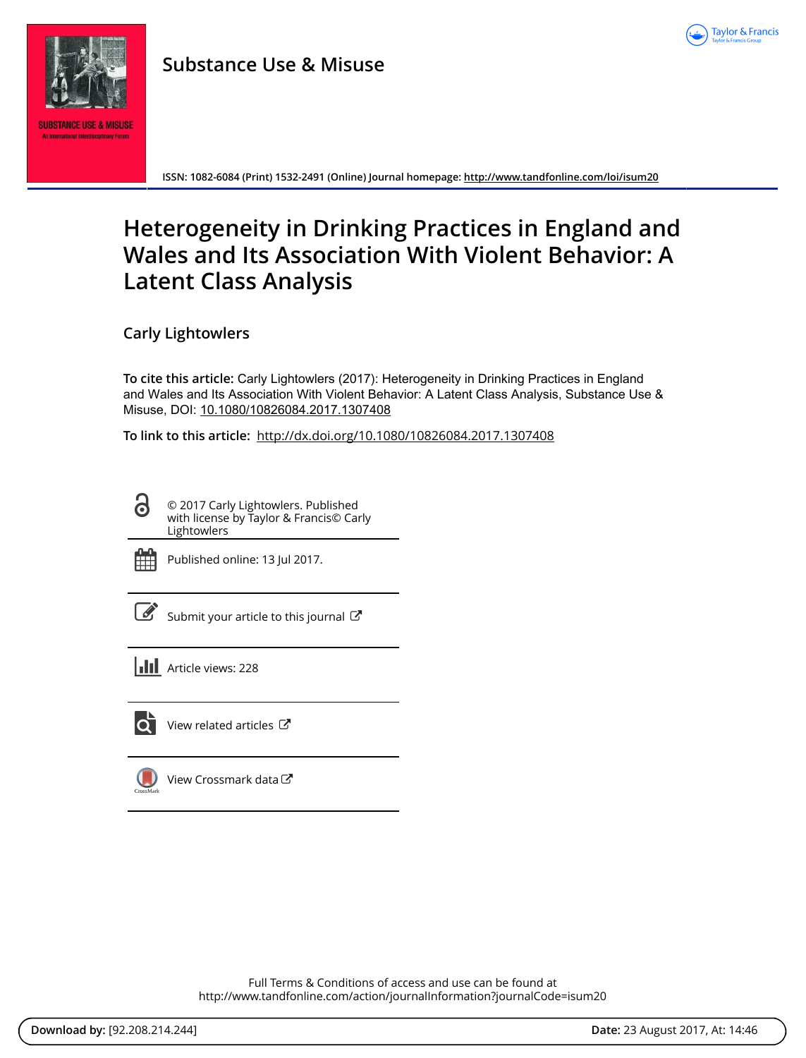Substance Use & Misuse

ISSN: 1082-6084 (Print) 1532-2491 (Online) Journal homepage: http://www.tandfonline.com/loi/isum20

# Heterogeneity in Drinking Practices in England and Wales and Its Association With Violent Behavior: A Latent Class Analysis

## Carly Lightowlers

**To cite this article:** Carly Lightowlers (2017): Heterogeneity in Drinking Practices in England and Wales and Its Association With Violent Behavior: A Latent Class Analysis, Substance Use & Misuse, DOI: 10.1080/10826084.2017.1307408

**To link to this article:** http://dx.doi.org/10.1080/10826084.2017.1307408

© 2017 Carly Lightowlers. Published with license by Taylor & Francis© Carly Lightowlers

Published online: 13 Jul 2017.

Submit your article to this journal

Article views: 228

View related articles

View Crossmark data

Full Terms & Conditions of access and use can be found at
http://www.tandfonline.com/action/journalInformation?journalCode=isum20

**Download by:** [92.208.214.244] **Date:** 23 August 2017, At: 14:46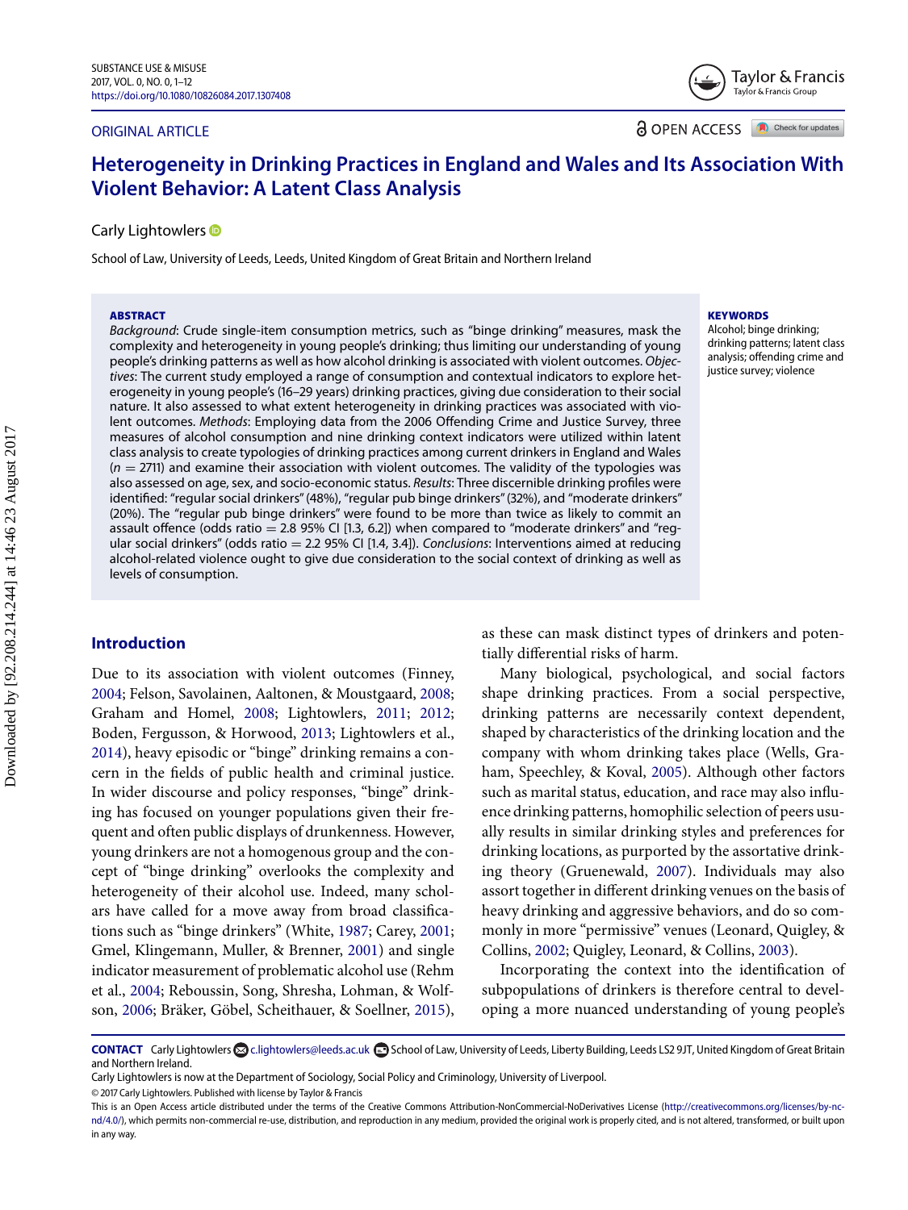ORIGINAL ARTICLE

OPEN ACCESS

# Heterogeneity in Drinking Practices in England and Wales and Its Association With Violent Behavior: A Latent Class Analysis

Carly Lightowlers

School of Law, University of Leeds, Leeds, United Kingdom of Great Britain and Northern Ireland

**ABSTRACT**

*Background*: Crude single-item consumption metrics, such as "binge drinking" measures, mask the complexity and heterogeneity in young people's drinking; thus limiting our understanding of young people's drinking patterns as well as how alcohol drinking is associated with violent outcomes. *Objectives*: The current study employed a range of consumption and contextual indicators to explore heterogeneity in young people's (16–29 years) drinking practices, giving due consideration to their social nature. It also assessed to what extent heterogeneity in drinking practices was associated with violent outcomes. *Methods*: Employing data from the 2006 Offending Crime and Justice Survey, three measures of alcohol consumption and nine drinking context indicators were utilized within latent class analysis to create typologies of drinking practices among current drinkers in England and Wales ($n = 2711$) and examine their association with violent outcomes. The validity of the typologies was also assessed on age, sex, and socio-economic status. *Results*: Three discernible drinking profiles were identified: "regular social drinkers" (48%), "regular pub binge drinkers" (32%), and "moderate drinkers" (20%). The "regular pub binge drinkers" were found to be more than twice as likely to commit an assault offence (odds ratio = 2.8 95% CI [1.3, 6.2]) when compared to "moderate drinkers" and "regular social drinkers" (odds ratio = 2.2 95% CI [1.4, 3.4]). *Conclusions*: Interventions aimed at reducing alcohol-related violence ought to give due consideration to the social context of drinking as well as levels of consumption.

**KEYWORDS**

Alcohol; binge drinking; drinking patterns; latent class analysis; offending crime and justice survey; violence

## Introduction

Due to its association with violent outcomes (Finney, 2004; Felson, Savolainen, Aaltonen, & Moustgaard, 2008; Graham and Homel, 2008; Lightowlers, 2011; 2012; Boden, Fergusson, & Horwood, 2013; Lightowlers et al., 2014), heavy episodic or "binge" drinking remains a concern in the fields of public health and criminal justice. In wider discourse and policy responses, "binge" drinking has focused on younger populations given their frequent and often public displays of drunkenness. However, young drinkers are not a homogenous group and the concept of "binge drinking" overlooks the complexity and heterogeneity of their alcohol use. Indeed, many scholars have called for a move away from broad classifications such as "binge drinkers" (White, 1987; Carey, 2001; Gmel, Klingemann, Muller, & Brenner, 2001) and single indicator measurement of problematic alcohol use (Rehm et al., 2004; Reboussin, Song, Shresha, Lohman, & Wolfson, 2006; Bräker, Göbel, Scheithauer, & Soellner, 2015), as these can mask distinct types of drinkers and potentially differential risks of harm.

Many biological, psychological, and social factors shape drinking practices. From a social perspective, drinking patterns are necessarily context dependent, shaped by characteristics of the drinking location and the company with whom drinking takes place (Wells, Graham, Speechley, & Koval, 2005). Although other factors such as marital status, education, and race may also influence drinking patterns, homophilic selection of peers usually results in similar drinking styles and preferences for drinking locations, as purported by the assortative drinking theory (Gruenewald, 2007). Individuals may also assort together in different drinking venues on the basis of heavy drinking and aggressive behaviors, and do so commonly in more "permissive" venues (Leonard, Quigley, & Collins, 2002; Quigley, Leonard, & Collins, 2003).

Incorporating the context into the identification of subpopulations of drinkers is therefore central to developing a more nuanced understanding of young people's

**CONTACT** Carly Lightowlers c.lightowlers@leeds.ac.uk School of Law, University of Leeds, Liberty Building, Leeds LS2 9JT, United Kingdom of Great Britain and Northern Ireland.

Carly Lightowlers is now at the Department of Sociology, Social Policy and Criminology, University of Liverpool.

© 2017 Carly Lightowlers. Published with license by Taylor & Francis

This is an Open Access article distributed under the terms of the Creative Commons Attribution-NonCommercial-NoDerivatives License (http://creativecommons.org/licenses/by-nc-nd/4.0/), which permits non-commercial re-use, distribution, and reproduction in any medium, provided the original work is properly cited, and is not altered, transformed, or built upon in any way.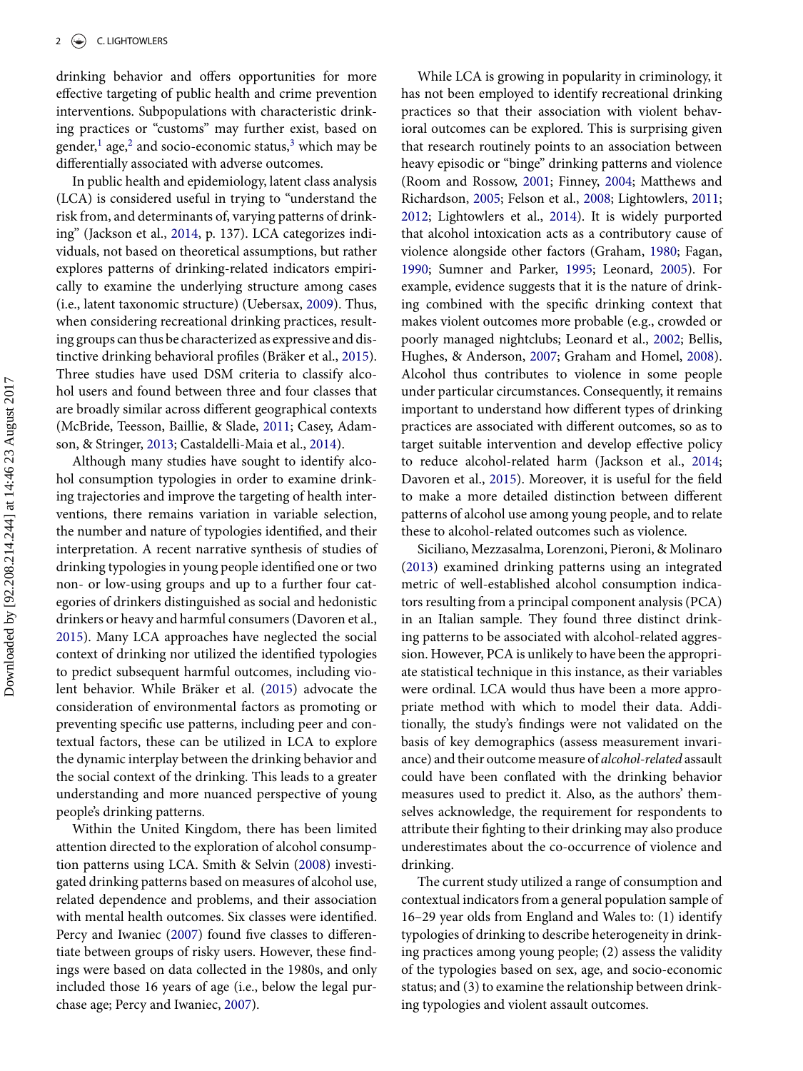drinking behavior and offers opportunities for more effective targeting of public health and crime prevention interventions. Subpopulations with characteristic drinking practices or "customs" may further exist, based on gender,[1] age,[2] and socio-economic status,[3] which may be differentially associated with adverse outcomes.

In public health and epidemiology, latent class analysis (LCA) is considered useful in trying to "understand the risk from, and determinants of, varying patterns of drinking" (Jackson et al., 2014, p. 137). LCA categorizes individuals, not based on theoretical assumptions, but rather explores patterns of drinking-related indicators empirically to examine the underlying structure among cases (i.e., latent taxonomic structure) (Uebersax, 2009). Thus, when considering recreational drinking practices, resulting groups can thus be characterized as expressive and distinctive drinking behavioral profiles (Bräker et al., 2015). Three studies have used DSM criteria to classify alcohol users and found between three and four classes that are broadly similar across different geographical contexts (McBride, Teesson, Baillie, & Slade, 2011; Casey, Adamson, & Stringer, 2013; Castaldelli-Maia et al., 2014).

Although many studies have sought to identify alcohol consumption typologies in order to examine drinking trajectories and improve the targeting of health interventions, there remains variation in variable selection, the number and nature of typologies identified, and their interpretation. A recent narrative synthesis of studies of drinking typologies in young people identified one or two non- or low-using groups and up to a further four categories of drinkers distinguished as social and hedonistic drinkers or heavy and harmful consumers (Davoren et al., 2015). Many LCA approaches have neglected the social context of drinking nor utilized the identified typologies to predict subsequent harmful outcomes, including violent behavior. While Bräker et al. (2015) advocate the consideration of environmental factors as promoting or preventing specific use patterns, including peer and contextual factors, these can be utilized in LCA to explore the dynamic interplay between the drinking behavior and the social context of the drinking. This leads to a greater understanding and more nuanced perspective of young people's drinking patterns.

Within the United Kingdom, there has been limited attention directed to the exploration of alcohol consumption patterns using LCA. Smith & Selvin (2008) investigated drinking patterns based on measures of alcohol use, related dependence and problems, and their association with mental health outcomes. Six classes were identified. Percy and Iwaniec (2007) found five classes to differentiate between groups of risky users. However, these findings were based on data collected in the 1980s, and only included those 16 years of age (i.e., below the legal purchase age; Percy and Iwaniec, 2007).

While LCA is growing in popularity in criminology, it has not been employed to identify recreational drinking practices so that their association with violent behavioral outcomes can be explored. This is surprising given that research routinely points to an association between heavy episodic or "binge" drinking patterns and violence (Room and Rossow, 2001; Finney, 2004; Matthews and Richardson, 2005; Felson et al., 2008; Lightowlers, 2011; 2012; Lightowlers et al., 2014). It is widely purported that alcohol intoxication acts as a contributory cause of violence alongside other factors (Graham, 1980; Fagan, 1990; Sumner and Parker, 1995; Leonard, 2005). For example, evidence suggests that it is the nature of drinking combined with the specific drinking context that makes violent outcomes more probable (e.g., crowded or poorly managed nightclubs; Leonard et al., 2002; Bellis, Hughes, & Anderson, 2007; Graham and Homel, 2008). Alcohol thus contributes to violence in some people under particular circumstances. Consequently, it remains important to understand how different types of drinking practices are associated with different outcomes, so as to target suitable intervention and develop effective policy to reduce alcohol-related harm (Jackson et al., 2014; Davoren et al., 2015). Moreover, it is useful for the field to make a more detailed distinction between different patterns of alcohol use among young people, and to relate these to alcohol-related outcomes such as violence.

Siciliano, Mezzasalma, Lorenzoni, Pieroni, & Molinaro (2013) examined drinking patterns using an integrated metric of well-established alcohol consumption indicators resulting from a principal component analysis (PCA) in an Italian sample. They found three distinct drinking patterns to be associated with alcohol-related aggression. However, PCA is unlikely to have been the appropriate statistical technique in this instance, as their variables were ordinal. LCA would thus have been a more appropriate method with which to model their data. Additionally, the study's findings were not validated on the basis of key demographics (assess measurement invariance) and their outcome measure of *alcohol-related* assault could have been conflated with the drinking behavior measures used to predict it. Also, as the authors' themselves acknowledge, the requirement for respondents to attribute their fighting to their drinking may also produce underestimates about the co-occurrence of violence and drinking.

The current study utilized a range of consumption and contextual indicators from a general population sample of 16–29 year olds from England and Wales to: (1) identify typologies of drinking to describe heterogeneity in drinking practices among young people; (2) assess the validity of the typologies based on sex, age, and socio-economic status; and (3) to examine the relationship between drinking typologies and violent assault outcomes.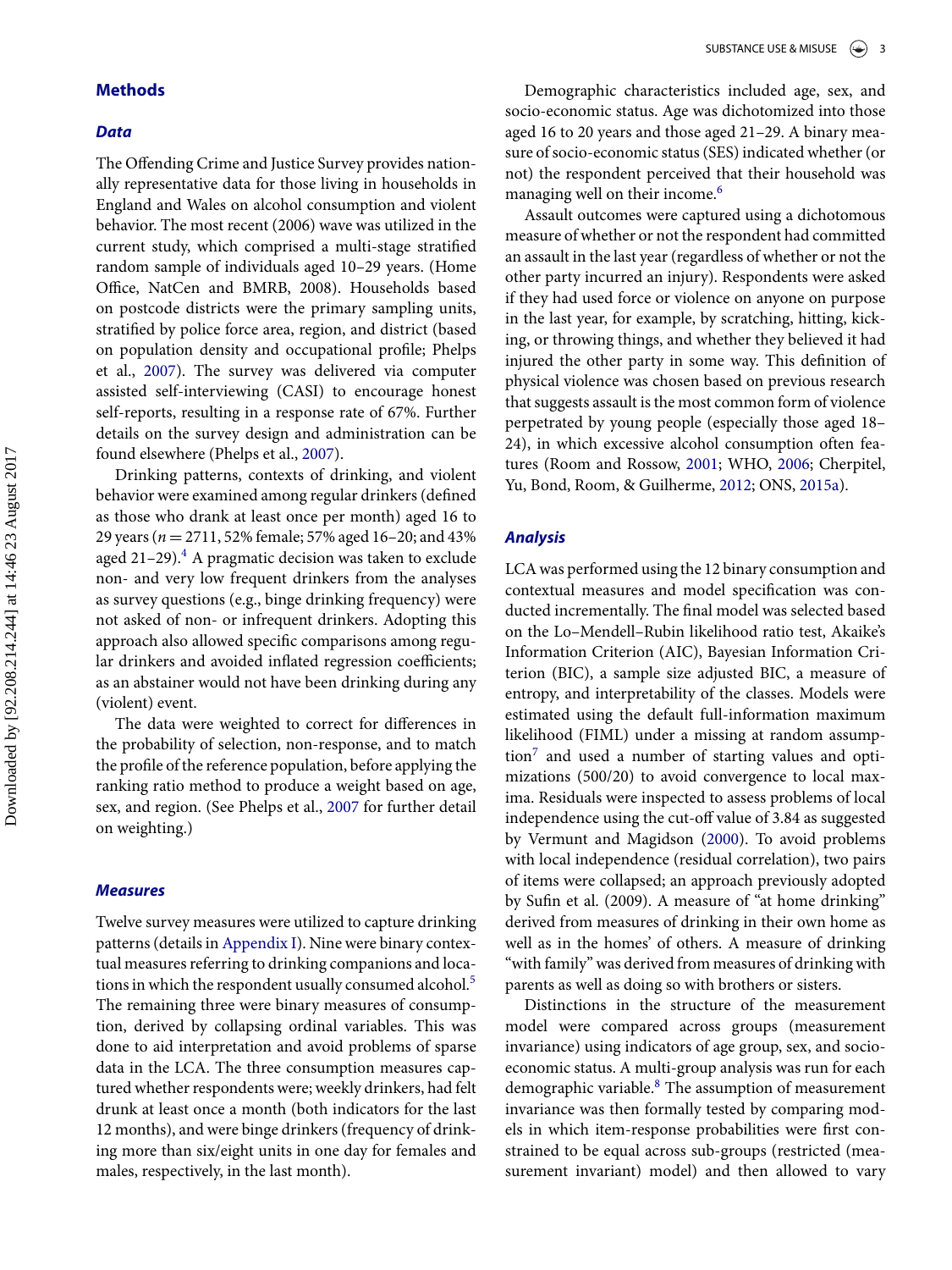## Methods

### Data

The Offending Crime and Justice Survey provides nationally representative data for those living in households in England and Wales on alcohol consumption and violent behavior. The most recent (2006) wave was utilized in the current study, which comprised a multi-stage stratified random sample of individuals aged 10–29 years. (Home Office, NatCen and BMRB, 2008). Households based on postcode districts were the primary sampling units, stratified by police force area, region, and district (based on population density and occupational profile; Phelps et al., 2007). The survey was delivered via computer assisted self-interviewing (CASI) to encourage honest self-reports, resulting in a response rate of 67%. Further details on the survey design and administration can be found elsewhere (Phelps et al., 2007).

Drinking patterns, contexts of drinking, and violent behavior were examined among regular drinkers (defined as those who drank at least once per month) aged 16 to 29 years ($n = 2711$, 52% female; 57% aged 16–20; and 43% aged 21–29).[4] A pragmatic decision was taken to exclude non- and very low frequent drinkers from the analyses as survey questions (e.g., binge drinking frequency) were not asked of non- or infrequent drinkers. Adopting this approach also allowed specific comparisons among regular drinkers and avoided inflated regression coefficients; as an abstainer would not have been drinking during any (violent) event.

The data were weighted to correct for differences in the probability of selection, non-response, and to match the profile of the reference population, before applying the ranking ratio method to produce a weight based on age, sex, and region. (See Phelps et al., 2007 for further detail on weighting.)

### Measures

Twelve survey measures were utilized to capture drinking patterns (details in Appendix I). Nine were binary contextual measures referring to drinking companions and locations in which the respondent usually consumed alcohol.[5] The remaining three were binary measures of consumption, derived by collapsing ordinal variables. This was done to aid interpretation and avoid problems of sparse data in the LCA. The three consumption measures captured whether respondents were; weekly drinkers, had felt drunk at least once a month (both indicators for the last 12 months), and were binge drinkers (frequency of drinking more than six/eight units in one day for females and males, respectively, in the last month).

Demographic characteristics included age, sex, and socio-economic status. Age was dichotomized into those aged 16 to 20 years and those aged 21–29. A binary measure of socio-economic status (SES) indicated whether (or not) the respondent perceived that their household was managing well on their income.[6]

Assault outcomes were captured using a dichotomous measure of whether or not the respondent had committed an assault in the last year (regardless of whether or not the other party incurred an injury). Respondents were asked if they had used force or violence on anyone on purpose in the last year, for example, by scratching, hitting, kicking, or throwing things, and whether they believed it had injured the other party in some way. This definition of physical violence was chosen based on previous research that suggests assault is the most common form of violence perpetrated by young people (especially those aged 18–24), in which excessive alcohol consumption often features (Room and Rossow, 2001; WHO, 2006; Cherpitel, Yu, Bond, Room, & Guilherme, 2012; ONS, 2015a).

### Analysis

LCA was performed using the 12 binary consumption and contextual measures and model specification was conducted incrementally. The final model was selected based on the Lo–Mendell–Rubin likelihood ratio test, Akaike's Information Criterion (AIC), Bayesian Information Criterion (BIC), a sample size adjusted BIC, a measure of entropy, and interpretability of the classes. Models were estimated using the default full-information maximum likelihood (FIML) under a missing at random assumption[7] and used a number of starting values and optimizations (500/20) to avoid convergence to local maxima. Residuals were inspected to assess problems of local independence using the cut-off value of 3.84 as suggested by Vermunt and Magidson (2000). To avoid problems with local independence (residual correlation), two pairs of items were collapsed; an approach previously adopted by Sufin et al. (2009). A measure of "at home drinking" derived from measures of drinking in their own home as well as in the homes' of others. A measure of drinking "with family" was derived from measures of drinking with parents as well as doing so with brothers or sisters.

Distinctions in the structure of the measurement model were compared across groups (measurement invariance) using indicators of age group, sex, and socio-economic status. A multi-group analysis was run for each demographic variable.[8] The assumption of measurement invariance was then formally tested by comparing models in which item-response probabilities were first constrained to be equal across sub-groups (restricted (measurement invariant) model) and then allowed to vary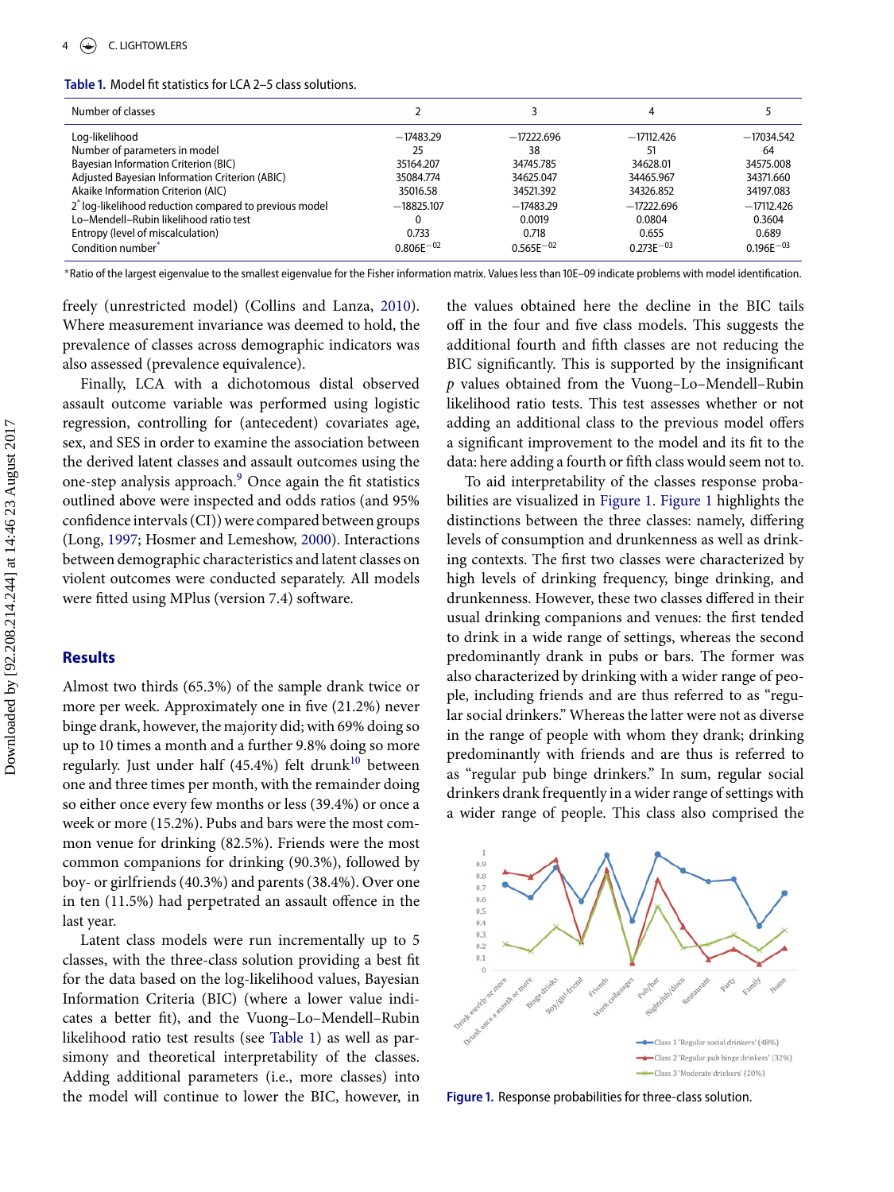**Table 1.** Model fit statistics for LCA 2–5 class solutions.

| Number of classes | 2 | 3 | 4 | 5 |
|---|---|---|---|---|
| Log-likelihood | −17483.29 | −17222.696 | −17112.426 | −17034.542 |
| Number of parameters in model | 25 | 38 | 51 | 64 |
| Bayesian Information Criterion (BIC) | 35164.207 | 34745.785 | 34628.01 | 34575.008 |
| Adjusted Bayesian Information Criterion (ABIC) | 35084.774 | 34625.047 | 34465.967 | 34371.660 |
| Akaike Information Criterion (AIC) | 35016.58 | 34521.392 | 34326.852 | 34197.083 |
| 2* log-likelihood reduction compared to previous model | −18825.107 | −17483.29 | −17222.696 | −17112.426 |
| Lo–Mendell–Rubin likelihood ratio test | 0 | 0.0019 | 0.0804 | 0.3604 |
| Entropy (level of miscalculation) | 0.733 | 0.718 | 0.655 | 0.689 |
| Condition number* | 0.806E−02 | 0.565E−02 | 0.273E−03 | 0.196E−03 |

*Ratio of the largest eigenvalue to the smallest eigenvalue for the Fisher information matrix. Values less than 10E–09 indicate problems with model identification.

freely (unrestricted model) (Collins and Lanza, 2010). Where measurement invariance was deemed to hold, the prevalence of classes across demographic indicators was also assessed (prevalence equivalence).

Finally, LCA with a dichotomous distal observed assault outcome variable was performed using logistic regression, controlling for (antecedent) covariates age, sex, and SES in order to examine the association between the derived latent classes and assault outcomes using the one-step analysis approach.[9] Once again the fit statistics outlined above were inspected and odds ratios (and 95% confidence intervals (CI)) were compared between groups (Long, 1997; Hosmer and Lemeshow, 2000). Interactions between demographic characteristics and latent classes on violent outcomes were conducted separately. All models were fitted using MPlus (version 7.4) software.

## Results

Almost two thirds (65.3%) of the sample drank twice or more per week. Approximately one in five (21.2%) never binge drank, however, the majority did; with 69% doing so up to 10 times a month and a further 9.8% doing so more regularly. Just under half (45.4%) felt drunk[10] between one and three times per month, with the remainder doing so either once every few months or less (39.4%) or once a week or more (15.2%). Pubs and bars were the most common venue for drinking (82.5%). Friends were the most common companions for drinking (90.3%), followed by boy- or girlfriends (40.3%) and parents (38.4%). Over one in ten (11.5%) had perpetrated an assault offence in the last year.

Latent class models were run incrementally up to 5 classes, with the three-class solution providing a best fit for the data based on the log-likelihood values, Bayesian Information Criteria (BIC) (where a lower value indicates a better fit), and the Vuong–Lo–Mendell–Rubin likelihood ratio test results (see Table 1) as well as parsimony and theoretical interpretability of the classes. Adding additional parameters (i.e., more classes) into the model will continue to lower the BIC, however, in the values obtained here the decline in the BIC tails off in the four and five class models. This suggests the additional fourth and fifth classes are not reducing the BIC significantly. This is supported by the insignificant *p* values obtained from the Vuong–Lo–Mendell–Rubin likelihood ratio tests. This test assesses whether or not adding an additional class to the previous model offers a significant improvement to the model and its fit to the data: here adding a fourth or fifth class would seem not to.

To aid interpretability of the classes response probabilities are visualized in Figure 1. Figure 1 highlights the distinctions between the three classes: namely, differing levels of consumption and drunkenness as well as drinking contexts. The first two classes were characterized by high levels of drinking frequency, binge drinking, and drunkenness. However, these two classes differed in their usual drinking companions and venues: the first tended to drink in a wide range of settings, whereas the second predominantly drank in pubs or bars. The former was also characterized by drinking with a wider range of people, including friends and are thus referred to as "regular social drinkers." Whereas the latter were not as diverse in the range of people with whom they drank; drinking predominantly with friends and are thus is referred to as "regular pub binge drinkers." In sum, regular social drinkers drank frequently in a wider range of settings with a wider range of people. This class also comprised the

**Figure 1.** Response probabilities for three-class solution.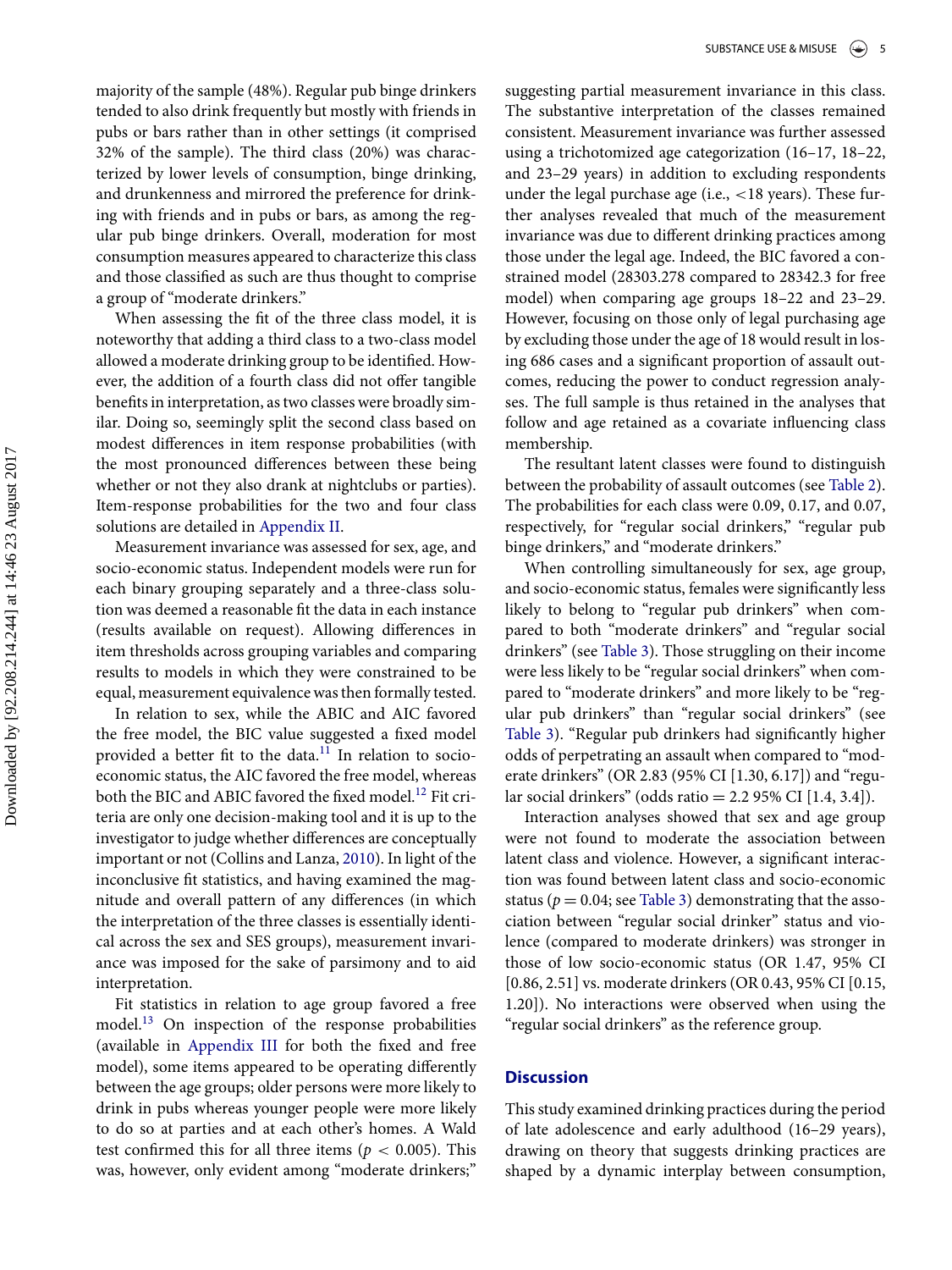majority of the sample (48%). Regular pub binge drinkers tended to also drink frequently but mostly with friends in pubs or bars rather than in other settings (it comprised 32% of the sample). The third class (20%) was characterized by lower levels of consumption, binge drinking, and drunkenness and mirrored the preference for drinking with friends and in pubs or bars, as among the regular pub binge drinkers. Overall, moderation for most consumption measures appeared to characterize this class and those classified as such are thus thought to comprise a group of "moderate drinkers."

When assessing the fit of the three class model, it is noteworthy that adding a third class to a two-class model allowed a moderate drinking group to be identified. However, the addition of a fourth class did not offer tangible benefits in interpretation, as two classes were broadly similar. Doing so, seemingly split the second class based on modest differences in item response probabilities (with the most pronounced differences between these being whether or not they also drank at nightclubs or parties). Item-response probabilities for the two and four class solutions are detailed in Appendix II.

Measurement invariance was assessed for sex, age, and socio-economic status. Independent models were run for each binary grouping separately and a three-class solution was deemed a reasonable fit the data in each instance (results available on request). Allowing differences in item thresholds across grouping variables and comparing results to models in which they were constrained to be equal, measurement equivalence was then formally tested.

In relation to sex, while the ABIC and AIC favored the free model, the BIC value suggested a fixed model provided a better fit to the data.[11] In relation to socio-economic status, the AIC favored the free model, whereas both the BIC and ABIC favored the fixed model.[12] Fit criteria are only one decision-making tool and it is up to the investigator to judge whether differences are conceptually important or not (Collins and Lanza, 2010). In light of the inconclusive fit statistics, and having examined the magnitude and overall pattern of any differences (in which the interpretation of the three classes is essentially identical across the sex and SES groups), measurement invariance was imposed for the sake of parsimony and to aid interpretation.

Fit statistics in relation to age group favored a free model.[13] On inspection of the response probabilities (available in Appendix III for both the fixed and free model), some items appeared to be operating differently between the age groups; older persons were more likely to drink in pubs whereas younger people were more likely to do so at parties and at each other's homes. A Wald test confirmed this for all three items ($p < 0.005$). This was, however, only evident among "moderate drinkers;" suggesting partial measurement invariance in this class. The substantive interpretation of the classes remained consistent. Measurement invariance was further assessed using a trichotomized age categorization (16–17, 18–22, and 23–29 years) in addition to excluding respondents under the legal purchase age (i.e., <18 years). These further analyses revealed that much of the measurement invariance was due to different drinking practices among those under the legal age. Indeed, the BIC favored a constrained model (28303.278 compared to 28342.3 for free model) when comparing age groups 18–22 and 23–29. However, focusing on those only of legal purchasing age by excluding those under the age of 18 would result in losing 686 cases and a significant proportion of assault outcomes, reducing the power to conduct regression analyses. The full sample is thus retained in the analyses that follow and age retained as a covariate influencing class membership.

The resultant latent classes were found to distinguish between the probability of assault outcomes (see Table 2). The probabilities for each class were 0.09, 0.17, and 0.07, respectively, for "regular social drinkers," "regular pub binge drinkers," and "moderate drinkers."

When controlling simultaneously for sex, age group, and socio-economic status, females were significantly less likely to belong to "regular pub drinkers" when compared to both "moderate drinkers" and "regular social drinkers" (see Table 3). Those struggling on their income were less likely to be "regular social drinkers" when compared to "moderate drinkers" and more likely to be "regular pub drinkers" than "regular social drinkers" (see Table 3). "Regular pub drinkers had significantly higher odds of perpetrating an assault when compared to "moderate drinkers" (OR 2.83 (95% CI [1.30, 6.17]) and "regular social drinkers" (odds ratio = 2.2 95% CI [1.4, 3.4]).

Interaction analyses showed that sex and age group were not found to moderate the association between latent class and violence. However, a significant interaction was found between latent class and socio-economic status ($p = 0.04$; see Table 3) demonstrating that the association between "regular social drinker" status and violence (compared to moderate drinkers) was stronger in those of low socio-economic status (OR 1.47, 95% CI [0.86, 2.51] vs. moderate drinkers (OR 0.43, 95% CI [0.15, 1.20]). No interactions were observed when using the "regular social drinkers" as the reference group.

## Discussion

This study examined drinking practices during the period of late adolescence and early adulthood (16–29 years), drawing on theory that suggests drinking practices are shaped by a dynamic interplay between consumption,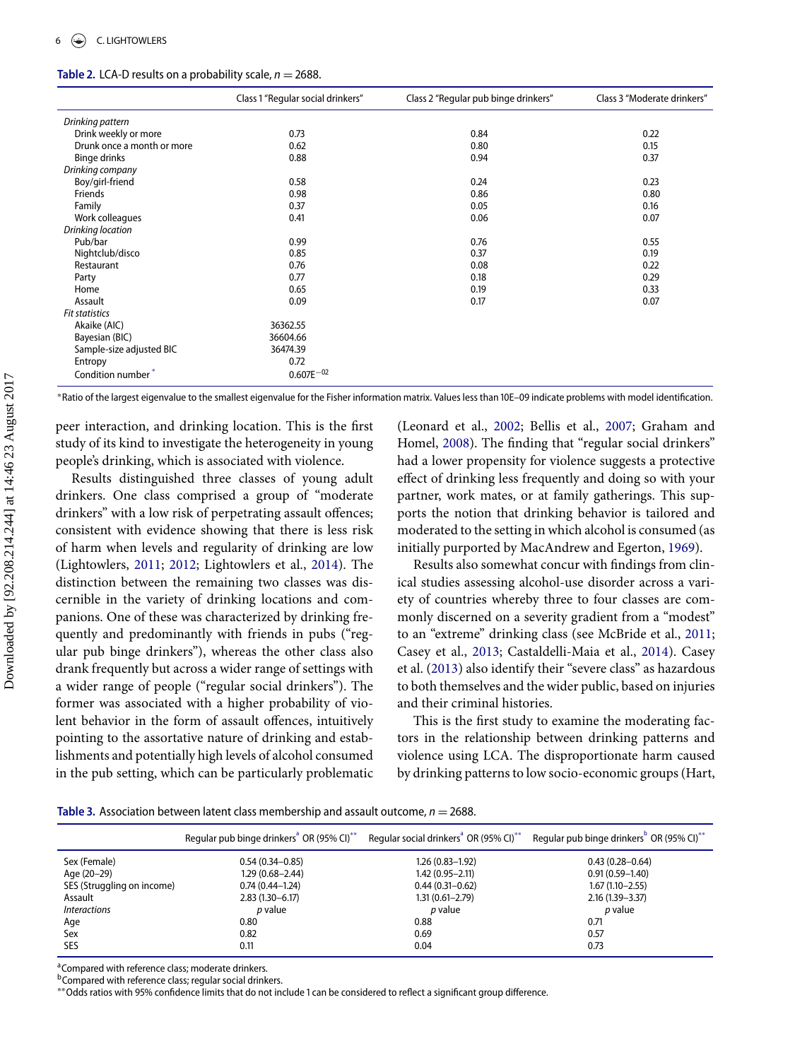**Table 2.** LCA-D results on a probability scale, $n = 2688$.

| | Class 1 "Regular social drinkers" | Class 2 "Regular pub binge drinkers" | Class 3 "Moderate drinkers" |
|---|---|---|---|
| *Drinking pattern* | | | |
| Drink weekly or more | 0.73 | 0.84 | 0.22 |
| Drunk once a month or more | 0.62 | 0.80 | 0.15 |
| Binge drinks | 0.88 | 0.94 | 0.37 |
| *Drinking company* | | | |
| Boy/girl-friend | 0.58 | 0.24 | 0.23 |
| Friends | 0.98 | 0.86 | 0.80 |
| Family | 0.37 | 0.05 | 0.16 |
| Work colleagues | 0.41 | 0.06 | 0.07 |
| *Drinking location* | | | |
| Pub/bar | 0.99 | 0.76 | 0.55 |
| Nightclub/disco | 0.85 | 0.37 | 0.19 |
| Restaurant | 0.76 | 0.08 | 0.22 |
| Party | 0.77 | 0.18 | 0.29 |
| Home | 0.65 | 0.19 | 0.33 |
| Assault | 0.09 | 0.17 | 0.07 |
| *Fit statistics* | | | |
| Akaike (AIC) | 36362.55 | | |
| Bayesian (BIC) | 36604.66 | | |
| Sample-size adjusted BIC | 36474.39 | | |
| Entropy | 0.72 | | |
| Condition number* | $0.607E^{-02}$ | | |

*Ratio of the largest eigenvalue to the smallest eigenvalue for the Fisher information matrix. Values less than 10E–09 indicate problems with model identification.

peer interaction, and drinking location. This is the first study of its kind to investigate the heterogeneity in young people's drinking, which is associated with violence.

Results distinguished three classes of young adult drinkers. One class comprised a group of "moderate drinkers" with a low risk of perpetrating assault offences; consistent with evidence showing that there is less risk of harm when levels and regularity of drinking are low (Lightowlers, 2011; 2012; Lightowlers et al., 2014). The distinction between the remaining two classes was discernible in the variety of drinking locations and companions. One of these was characterized by drinking frequently and predominantly with friends in pubs ("regular pub binge drinkers"), whereas the other class also drank frequently but across a wider range of settings with a wider range of people ("regular social drinkers"). The former was associated with a higher probability of violent behavior in the form of assault offences, intuitively pointing to the assortative nature of drinking and establishments and potentially high levels of alcohol consumed in the pub setting, which can be particularly problematic (Leonard et al., 2002; Bellis et al., 2007; Graham and Homel, 2008). The finding that "regular social drinkers" had a lower propensity for violence suggests a protective effect of drinking less frequently and doing so with your partner, work mates, or at family gatherings. This supports the notion that drinking behavior is tailored and moderated to the setting in which alcohol is consumed (as initially purported by MacAndrew and Egerton, 1969).

Results also somewhat concur with findings from clinical studies assessing alcohol-use disorder across a variety of countries whereby three to four classes are commonly discerned on a severity gradient from a "modest" to an "extreme" drinking class (see McBride et al., 2011; Casey et al., 2013; Castaldelli-Maia et al., 2014). Casey et al. (2013) also identify their "severe class" as hazardous to both themselves and the wider public, based on injuries and their criminal histories.

This is the first study to examine the moderating factors in the relationship between drinking patterns and violence using LCA. The disproportionate harm caused by drinking patterns to low socio-economic groups (Hart,

**Table 3.** Association between latent class membership and assault outcome, $n = 2688$.

| | Regular pub binge drinkers[a] OR (95% CI)** | Regular social drinkers[a] OR (95% CI)** | Regular pub binge drinkers[b] OR (95% CI)** |
|---|---|---|---|
| Sex (Female) | 0.54 (0.34–0.85) | 1.26 (0.83–1.92) | 0.43 (0.28–0.64) |
| Age (20–29) | 1.29 (0.68–2.44) | 1.42 (0.95–2.11) | 0.91 (0.59–1.40) |
| SES (Struggling on income) | 0.74 (0.44–1.24) | 0.44 (0.31–0.62) | 1.67 (1.10–2.55) |
| Assault | 2.83 (1.30–6.17) | 1.31 (0.61–2.79) | 2.16 (1.39–3.37) |
| *Interactions* | *p* value | *p* value | *p* value |
| Age | 0.80 | 0.88 | 0.71 |
| Sex | 0.82 | 0.69 | 0.57 |
| SES | 0.11 | 0.04 | 0.73 |

[a]Compared with reference class; moderate drinkers.
[b]Compared with reference class; regular social drinkers.
**Odds ratios with 95% confidence limits that do not include 1 can be considered to reflect a significant group difference.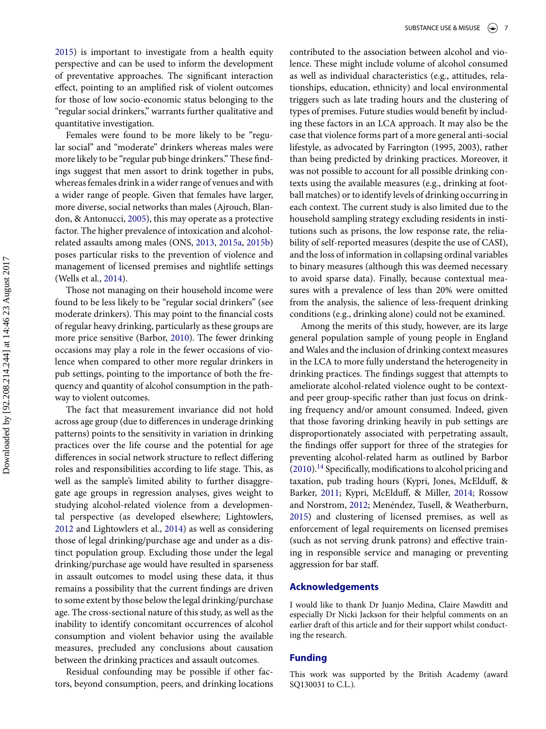2015) is important to investigate from a health equity perspective and can be used to inform the development of preventative approaches. The significant interaction effect, pointing to an amplified risk of violent outcomes for those of low socio-economic status belonging to the "regular social drinkers," warrants further qualitative and quantitative investigation.

Females were found to be more likely to be "regular social" and "moderate" drinkers whereas males were more likely to be "regular pub binge drinkers." These findings suggest that men assort to drink together in pubs, whereas females drink in a wider range of venues and with a wider range of people. Given that females have larger, more diverse, social networks than males (Ajrouch, Blandon, & Antonucci, 2005), this may operate as a protective factor. The higher prevalence of intoxication and alcohol-related assaults among males (ONS, 2013, 2015a, 2015b) poses particular risks to the prevention of violence and management of licensed premises and nightlife settings (Wells et al., 2014).

Those not managing on their household income were found to be less likely to be "regular social drinkers" (see moderate drinkers). This may point to the financial costs of regular heavy drinking, particularly as these groups are more price sensitive (Barbor, 2010). The fewer drinking occasions may play a role in the fewer occasions of violence when compared to other more regular drinkers in pub settings, pointing to the importance of both the frequency and quantity of alcohol consumption in the pathway to violent outcomes.

The fact that measurement invariance did not hold across age group (due to differences in underage drinking patterns) points to the sensitivity in variation in drinking practices over the life course and the potential for age differences in social network structure to reflect differing roles and responsibilities according to life stage. This, as well as the sample's limited ability to further disaggregate age groups in regression analyses, gives weight to studying alcohol-related violence from a developmental perspective (as developed elsewhere; Lightowlers, 2012 and Lightowlers et al., 2014) as well as considering those of legal drinking/purchase age and under as a distinct population group. Excluding those under the legal drinking/purchase age would have resulted in sparseness in assault outcomes to model using these data, it thus remains a possibility that the current findings are driven to some extent by those below the legal drinking/purchase age. The cross-sectional nature of this study, as well as the inability to identify concomitant occurrences of alcohol consumption and violent behavior using the available measures, precluded any conclusions about causation between the drinking practices and assault outcomes.

Residual confounding may be possible if other factors, beyond consumption, peers, and drinking locations contributed to the association between alcohol and violence. These might include volume of alcohol consumed as well as individual characteristics (e.g., attitudes, relationships, education, ethnicity) and local environmental triggers such as late trading hours and the clustering of types of premises. Future studies would benefit by including these factors in an LCA approach. It may also be the case that violence forms part of a more general anti-social lifestyle, as advocated by Farrington (1995, 2003), rather than being predicted by drinking practices. Moreover, it was not possible to account for all possible drinking contexts using the available measures (e.g., drinking at football matches) or to identify levels of drinking occurring in each context. The current study is also limited due to the household sampling strategy excluding residents in institutions such as prisons, the low response rate, the reliability of self-reported measures (despite the use of CASI), and the loss of information in collapsing ordinal variables to binary measures (although this was deemed necessary to avoid sparse data). Finally, because contextual measures with a prevalence of less than 20% were omitted from the analysis, the salience of less-frequent drinking conditions (e.g., drinking alone) could not be examined.

Among the merits of this study, however, are its large general population sample of young people in England and Wales and the inclusion of drinking context measures in the LCA to more fully understand the heterogeneity in drinking practices. The findings suggest that attempts to ameliorate alcohol-related violence ought to be context- and peer group-specific rather than just focus on drinking frequency and/or amount consumed. Indeed, given that those favoring drinking heavily in pub settings are disproportionately associated with perpetrating assault, the findings offer support for three of the strategies for preventing alcohol-related harm as outlined by Barbor (2010).[14] Specifically, modifications to alcohol pricing and taxation, pub trading hours (Kypri, Jones, McElduff, & Barker, 2011; Kypri, McElduff, & Miller, 2014; Rossow and Norstrom, 2012; Menéndez, Tusell, & Weatherburn, 2015) and clustering of licensed premises, as well as enforcement of legal requirements on licensed premises (such as not serving drunk patrons) and effective training in responsible service and managing or preventing aggression for bar staff.

## Acknowledgements

I would like to thank Dr Juanjo Medina, Claire Mawditt and especially Dr Nicki Jackson for their helpful comments on an earlier draft of this article and for their support whilst conducting the research.

## Funding

This work was supported by the British Academy (award SQ130031 to C.L.).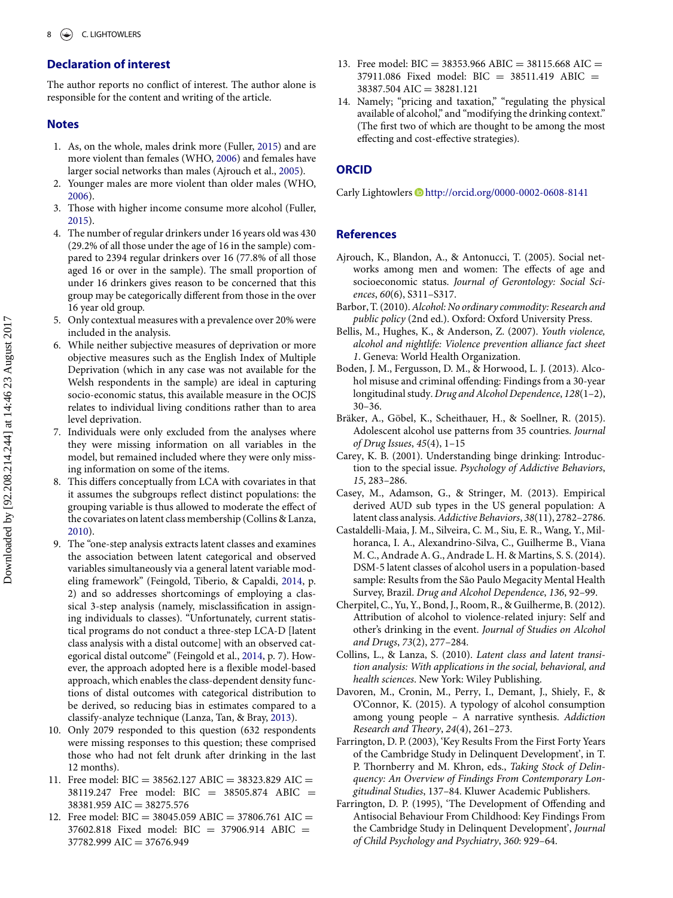## Declaration of interest

The author reports no conflict of interest. The author alone is responsible for the content and writing of the article.

## Notes

1. As, on the whole, males drink more (Fuller, 2015) and are more violent than females (WHO, 2006) and females have larger social networks than males (Ajrouch et al., 2005).
2. Younger males are more violent than older males (WHO, 2006).
3. Those with higher income consume more alcohol (Fuller, 2015).
4. The number of regular drinkers under 16 years old was 430 (29.2% of all those under the age of 16 in the sample) compared to 2394 regular drinkers over 16 (77.8% of all those aged 16 or over in the sample). The small proportion of under 16 drinkers gives reason to be concerned that this group may be categorically different from those in the over 16 year old group.
5. Only contextual measures with a prevalence over 20% were included in the analysis.
6. While neither subjective measures of deprivation or more objective measures such as the English Index of Multiple Deprivation (which in any case was not available for the Welsh respondents in the sample) are ideal in capturing socio-economic status, this available measure in the OCJS relates to individual living conditions rather than to area level deprivation.
7. Individuals were only excluded from the analyses where they were missing information on all variables in the model, but remained included where they were only missing information on some of the items.
8. This differs conceptually from LCA with covariates in that it assumes the subgroups reflect distinct populations: the grouping variable is thus allowed to moderate the effect of the covariates on latent class membership (Collins & Lanza, 2010).
9. The "one-step analysis extracts latent classes and examines the association between latent categorical and observed variables simultaneously via a general latent variable modeling framework" (Feingold, Tiberio, & Capaldi, 2014, p. 2) and so addresses shortcomings of employing a classical 3-step analysis (namely, misclassification in assigning individuals to classes). "Unfortunately, current statistical programs do not conduct a three-step LCA-D [latent class analysis with a distal outcome] with an observed categorical distal outcome" (Feingold et al., 2014, p. 7). However, the approach adopted here is a flexible model-based approach, which enables the class-dependent density functions of distal outcomes with categorical distribution to be derived, so reducing bias in estimates compared to a classify-analyze technique (Lanza, Tan, & Bray, 2013).
10. Only 2079 responded to this question (632 respondents were missing responses to this question; these comprised those who had not felt drunk after drinking in the last 12 months).
11. Free model: BIC = 38562.127 ABIC = 38323.829 AIC = 38119.247 Free model: BIC = 38505.874 ABIC = 38381.959 AIC = 38275.576
12. Free model: BIC = 38045.059 ABIC = 37806.761 AIC = 37602.818 Fixed model: BIC = 37906.914 ABIC = 37782.999 AIC = 37676.949
13. Free model: BIC = 38353.966 ABIC = 38115.668 AIC = 37911.086 Fixed model: BIC = 38511.419 ABIC = 38387.504 AIC = 38281.121
14. Namely; "pricing and taxation," "regulating the physical available of alcohol," and "modifying the drinking context." (The first two of which are thought to be among the most effecting and cost-effective strategies).

## ORCID

Carly Lightowlers http://orcid.org/0000-0002-0608-8141

## References

Ajrouch, K., Blandon, A., & Antonucci, T. (2005). Social networks among men and women: The effects of age and socioeconomic status. *Journal of Gerontology: Social Sciences*, *60*(6), S311–S317.

Barbor, T. (2010). *Alcohol: No ordinary commodity: Research and public policy* (2nd ed.). Oxford: Oxford University Press.

Bellis, M., Hughes, K., & Anderson, Z. (2007). *Youth violence, alcohol and nightlife: Violence prevention alliance fact sheet 1*. Geneva: World Health Organization.

Boden, J. M., Fergusson, D. M., & Horwood, L. J. (2013). Alcohol misuse and criminal offending: Findings from a 30-year longitudinal study. *Drug and Alcohol Dependence*, *128*(1–2), 30–36.

Bräker, A., Göbel, K., Scheithauer, H., & Soellner, R. (2015). Adolescent alcohol use patterns from 35 countries. *Journal of Drug Issues*, *45*(4), 1–15

Carey, K. B. (2001). Understanding binge drinking: Introduction to the special issue. *Psychology of Addictive Behaviors*, *15*, 283–286.

Casey, M., Adamson, G., & Stringer, M. (2013). Empirical derived AUD sub types in the US general population: A latent class analysis. *Addictive Behaviors*, *38*(11), 2782–2786.

Castaldelli-Maia, J. M., Silveira, C. M., Siu, E. R., Wang, Y., Milhoranca, I. A., Alexandrino-Silva, C., Guilherme B., Viana M. C., Andrade A. G., Andrade L. H. & Martins, S. S. (2014). DSM-5 latent classes of alcohol users in a population-based sample: Results from the São Paulo Megacity Mental Health Survey, Brazil. *Drug and Alcohol Dependence*, *136*, 92–99.

Cherpitel, C., Yu, Y., Bond, J., Room, R., & Guilherme, B. (2012). Attribution of alcohol to violence-related injury: Self and other's drinking in the event. *Journal of Studies on Alcohol and Drugs*, *73*(2), 277–284.

Collins, L., & Lanza, S. (2010). *Latent class and latent transition analysis: With applications in the social, behavioral, and health sciences*. New York: Wiley Publishing.

Davoren, M., Cronin, M., Perry, I., Demant, J., Shiely, F., & O'Connor, K. (2015). A typology of alcohol consumption among young people – A narrative synthesis. *Addiction Research and Theory*, *24*(4), 261–273.

Farrington, D. P. (2003), 'Key Results From the First Forty Years of the Cambridge Study in Delinquent Development', in T. P. Thornberry and M. Khron, eds., *Taking Stock of Delinquency: An Overview of Findings From Contemporary Longitudinal Studies*, 137–84. Kluwer Academic Publishers.

Farrington, D. P. (1995), 'The Development of Offending and Antisocial Behaviour From Childhood: Key Findings From the Cambridge Study in Delinquent Development', *Journal of Child Psychology and Psychiatry*, *360*: 929–64.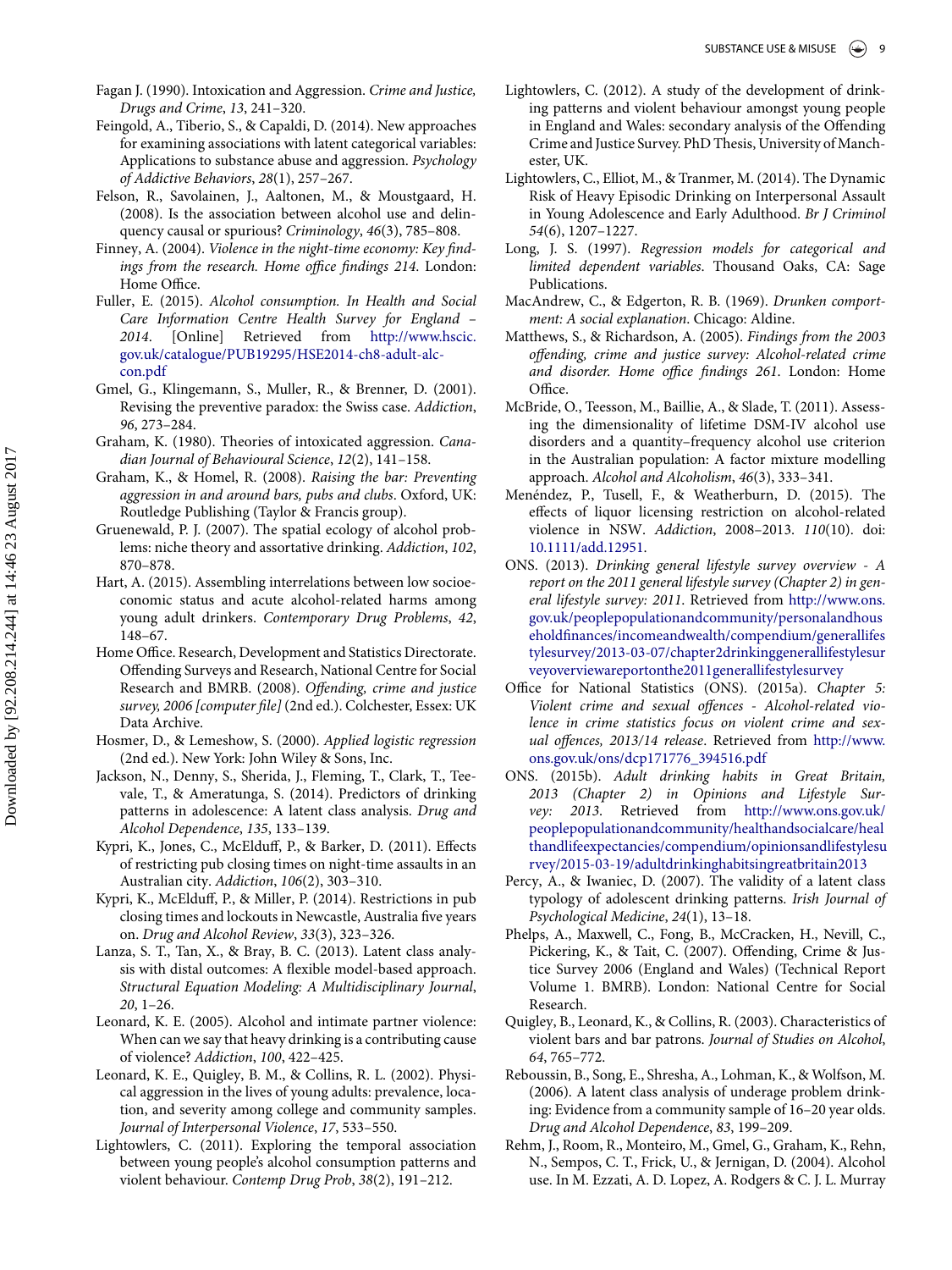Fagan J. (1990). Intoxication and Aggression. *Crime and Justice, Drugs and Crime*, *13*, 241–320.

Feingold, A., Tiberio, S., & Capaldi, D. (2014). New approaches for examining associations with latent categorical variables: Applications to substance abuse and aggression. *Psychology of Addictive Behaviors*, *28*(1), 257–267.

Felson, R., Savolainen, J., Aaltonen, M., & Moustgaard, H. (2008). Is the association between alcohol use and delinquency causal or spurious? *Criminology*, *46*(3), 785–808.

Finney, A. (2004). *Violence in the night-time economy: Key findings from the research. Home office findings 214*. London: Home Office.

Fuller, E. (2015). *Alcohol consumption. In Health and Social Care Information Centre Health Survey for England – 2014*. [Online] Retrieved from http://www.hscic.gov.uk/catalogue/PUB19295/HSE2014-ch8-adult-alc-con.pdf

Gmel, G., Klingemann, S., Muller, R., & Brenner, D. (2001). Revising the preventive paradox: the Swiss case. *Addiction*, *96*, 273–284.

Graham, K. (1980). Theories of intoxicated aggression. *Canadian Journal of Behavioural Science*, *12*(2), 141–158.

Graham, K., & Homel, R. (2008). *Raising the bar: Preventing aggression in and around bars, pubs and clubs*. Oxford, UK: Routledge Publishing (Taylor & Francis group).

Gruenewald, P. J. (2007). The spatial ecology of alcohol problems: niche theory and assortative drinking. *Addiction*, *102*, 870–878.

Hart, A. (2015). Assembling interrelations between low socioeconomic status and acute alcohol-related harms among young adult drinkers. *Contemporary Drug Problems*, *42*, 148–67.

Home Office. Research, Development and Statistics Directorate. Offending Surveys and Research, National Centre for Social Research and BMRB. (2008). *Offending, crime and justice survey, 2006 [computer file]* (2nd ed.). Colchester, Essex: UK Data Archive.

Hosmer, D., & Lemeshow, S. (2000). *Applied logistic regression* (2nd ed.). New York: John Wiley & Sons, Inc.

Jackson, N., Denny, S., Sherida, J., Fleming, T., Clark, T., Teevale, T., & Ameratunga, S. (2014). Predictors of drinking patterns in adolescence: A latent class analysis. *Drug and Alcohol Dependence*, *135*, 133–139.

Kypri, K., Jones, C., McElduff, P., & Barker, D. (2011). Effects of restricting pub closing times on night-time assaults in an Australian city. *Addiction*, *106*(2), 303–310.

Kypri, K., McElduff, P., & Miller, P. (2014). Restrictions in pub closing times and lockouts in Newcastle, Australia five years on. *Drug and Alcohol Review*, *33*(3), 323–326.

Lanza, S. T., Tan, X., & Bray, B. C. (2013). Latent class analysis with distal outcomes: A flexible model-based approach. *Structural Equation Modeling: A Multidisciplinary Journal*, *20*, 1–26.

Leonard, K. E. (2005). Alcohol and intimate partner violence: When can we say that heavy drinking is a contributing cause of violence? *Addiction*, *100*, 422–425.

Leonard, K. E., Quigley, B. M., & Collins, R. L. (2002). Physical aggression in the lives of young adults: prevalence, location, and severity among college and community samples. *Journal of Interpersonal Violence*, *17*, 533–550.

Lightowlers, C. (2011). Exploring the temporal association between young people's alcohol consumption patterns and violent behaviour. *Contemp Drug Prob*, *38*(2), 191–212.

Lightowlers, C. (2012). A study of the development of drinking patterns and violent behaviour amongst young people in England and Wales: secondary analysis of the Offending Crime and Justice Survey. PhD Thesis, University of Manchester, UK.

Lightowlers, C., Elliot, M., & Tranmer, M. (2014). The Dynamic Risk of Heavy Episodic Drinking on Interpersonal Assault in Young Adolescence and Early Adulthood. *Br J Criminol* *54*(6), 1207–1227.

Long, J. S. (1997). *Regression models for categorical and limited dependent variables*. Thousand Oaks, CA: Sage Publications.

MacAndrew, C., & Edgerton, R. B. (1969). *Drunken comportment: A social explanation*. Chicago: Aldine.

Matthews, S., & Richardson, A. (2005). *Findings from the 2003 offending, crime and justice survey: Alcohol-related crime and disorder. Home office findings 261*. London: Home Office.

McBride, O., Teesson, M., Baillie, A., & Slade, T. (2011). Assessing the dimensionality of lifetime DSM-IV alcohol use disorders and a quantity–frequency alcohol use criterion in the Australian population: A factor mixture modelling approach. *Alcohol and Alcoholism*, *46*(3), 333–341.

Menéndez, P., Tusell, F., & Weatherburn, D. (2015). The effects of liquor licensing restriction on alcohol-related violence in NSW. *Addiction*, 2008–2013. *110*(10). doi: 10.1111/add.12951.

ONS. (2013). *Drinking general lifestyle survey overview - A report on the 2011 general lifestyle survey (Chapter 2) in general lifestyle survey: 2011*. Retrieved from http://www.ons.gov.uk/peoplepopulationandcommunity/personalandhouseholdfinances/incomeandwealth/compendium/generallifestylesurvey/2013-03-07/chapter2drinkinggenerallifestylesurveyoverviewareportonthe2011generallifestylesurvey

Office for National Statistics (ONS). (2015a). *Chapter 5: Violent crime and sexual offences - Alcohol-related violence in crime statistics focus on violent crime and sexual offences, 2013/14 release*. Retrieved from http://www.ons.gov.uk/ons/dcp171776_394516.pdf

ONS. (2015b). *Adult drinking habits in Great Britain, 2013 (Chapter 2) in Opinions and Lifestyle Survey: 2013*. Retrieved from http://www.ons.gov.uk/peoplepopulationandcommunity/healthandsocialcare/healthandlifeexpectancies/compendium/opinionsandlifestylesurvey/2015-03-19/adultdrinkinghabitsingreatbritain2013

Percy, A., & Iwaniec, D. (2007). The validity of a latent class typology of adolescent drinking patterns. *Irish Journal of Psychological Medicine*, *24*(1), 13–18.

Phelps, A., Maxwell, C., Fong, B., McCracken, H., Nevill, C., Pickering, K., & Tait, C. (2007). Offending, Crime & Justice Survey 2006 (England and Wales) (Technical Report Volume 1. BMRB). London: National Centre for Social Research.

Quigley, B., Leonard, K., & Collins, R. (2003). Characteristics of violent bars and bar patrons. *Journal of Studies on Alcohol*, *64*, 765–772.

Reboussin, B., Song, E., Shresha, A., Lohman, K., & Wolfson, M. (2006). A latent class analysis of underage problem drinking: Evidence from a community sample of 16–20 year olds. *Drug and Alcohol Dependence*, *83*, 199–209.

Rehm, J., Room, R., Monteiro, M., Gmel, G., Graham, K., Rehn, N., Sempos, C. T., Frick, U., & Jernigan, D. (2004). Alcohol use. In M. Ezzati, A. D. Lopez, A. Rodgers & C. J. L. Murray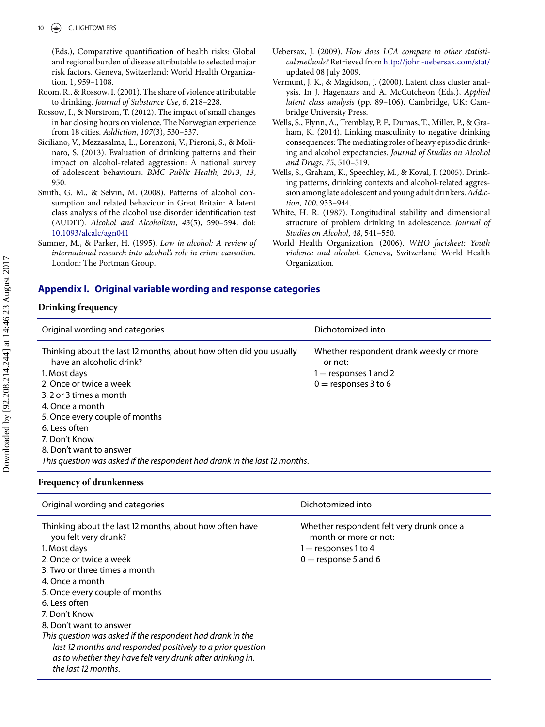(Eds.), Comparative quantification of health risks: Global and regional burden of disease attributable to selected major risk factors. Geneva, Switzerland: World Health Organization. 1, 959–1108.

Room, R., & Rossow, I. (2001). The share of violence attributable to drinking. *Journal of Substance Use*, *6*, 218–228.

Rossow, I., & Norstrom, T. (2012). The impact of small changes in bar closing hours on violence. The Norwegian experience from 18 cities. *Addiction*, *107*(3), 530–537.

Siciliano, V., Mezzasalma, L., Lorenzoni, V., Pieroni, S., & Molinaro, S. (2013). Evaluation of drinking patterns and their impact on alcohol-related aggression: A national survey of adolescent behaviours. *BMC Public Health, 2013*, *13*, 950.

Smith, G. M., & Selvin, M. (2008). Patterns of alcohol consumption and related behaviour in Great Britain: A latent class analysis of the alcohol use disorder identification test (AUDIT). *Alcohol and Alcoholism*, *43*(5), 590–594. doi: 10.1093/alcalc/agn041

Sumner, M., & Parker, H. (1995). *Low in alcohol: A review of international research into alcohol's role in crime causation*. London: The Portman Group.

Uebersax, J. (2009). *How does LCA compare to other statistical methods?* Retrieved from http://john-uebersax.com/stat/ updated 08 July 2009.

Vermunt, J. K., & Magidson, J. (2000). Latent class cluster analysis. In J. Hagenaars and A. McCutcheon (Eds.), *Applied latent class analysis* (pp. 89–106). Cambridge, UK: Cambridge University Press.

Wells, S., Flynn, A., Tremblay, P. F., Dumas, T., Miller, P., & Graham, K. (2014). Linking masculinity to negative drinking consequences: The mediating roles of heavy episodic drinking and alcohol expectancies. *Journal of Studies on Alcohol and Drugs*, *75*, 510–519.

Wells, S., Graham, K., Speechley, M., & Koval, J. (2005). Drinking patterns, drinking contexts and alcohol-related aggression among late adolescent and young adult drinkers. *Addiction*, *100*, 933–944.

White, H. R. (1987). Longitudinal stability and dimensional structure of problem drinking in adolescence. *Journal of Studies on Alcohol*, *48*, 541–550.

World Health Organization. (2006). *WHO factsheet: Youth violence and alcohol*. Geneva, Switzerland World Health Organization.

## Appendix I. Original variable wording and response categories

### Drinking frequency

| Original wording and categories | Dichotomized into |
|---|---|
| Thinking about the last 12 months, about how often did you usually have an alcoholic drink?<br>1. Most days<br>2. Once or twice a week<br>3. 2 or 3 times a month<br>4. Once a month<br>5. Once every couple of months<br>6. Less often<br>7. Don't Know<br>8. Don't want to answer<br>*This question was asked if the respondent had drank in the last 12 months.* | Whether respondent drank weekly or more or not:<br>1 = responses 1 and 2<br>0 = responses 3 to 6 |

### Frequency of drunkenness

| Original wording and categories | Dichotomized into |
|---|---|
| Thinking about the last 12 months, about how often have you felt very drunk?<br>1. Most days<br>2. Once or twice a week<br>3. Two or three times a month<br>4. Once a month<br>5. Once every couple of months<br>6. Less often<br>7. Don't Know<br>8. Don't want to answer<br>*This question was asked if the respondent had drank in the last 12 months and responded positively to a prior question as to whether they have felt very drunk after drinking in. the last 12 months.* | Whether respondent felt very drunk once a month or more or not:<br>1 = responses 1 to 4<br>0 = response 5 and 6 |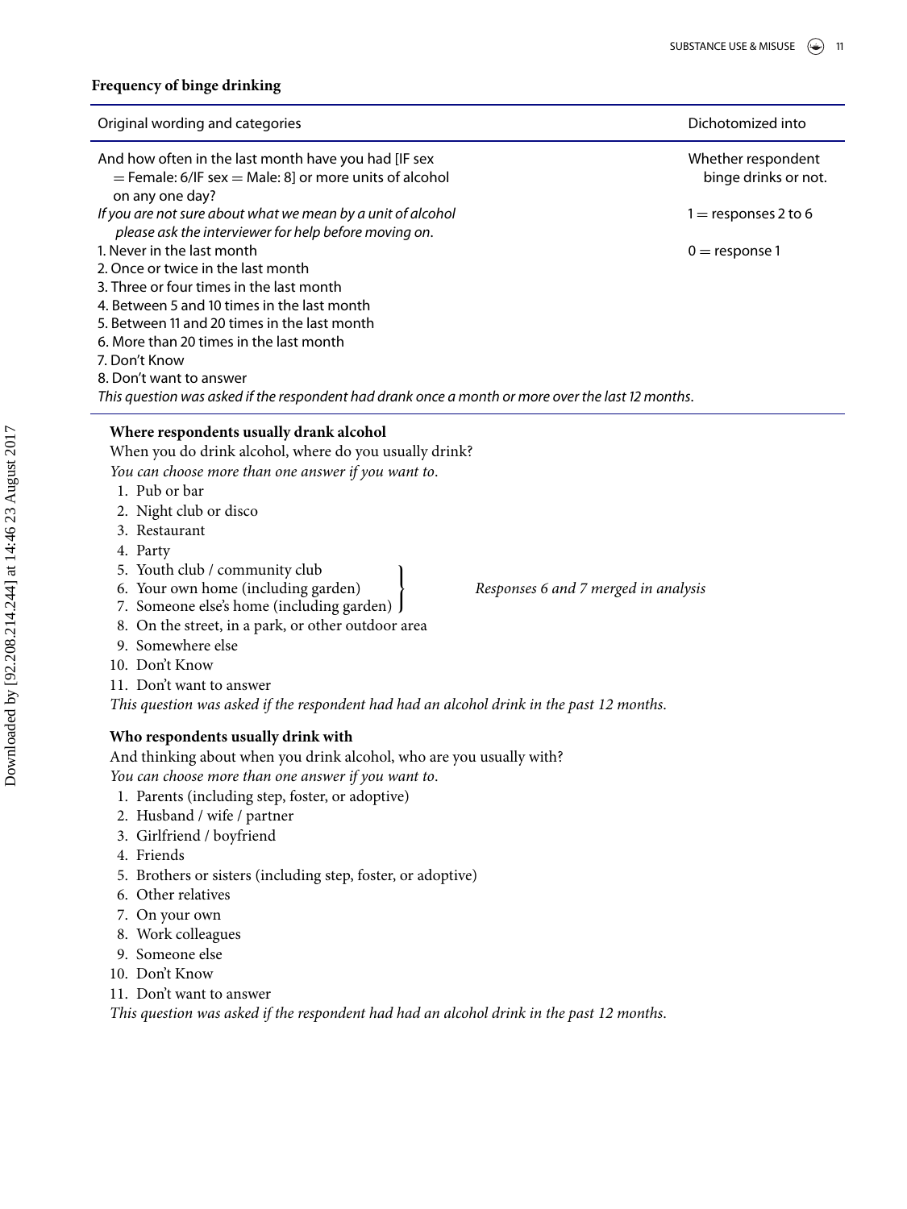**Frequency of binge drinking**

| Original wording and categories | Dichotomized into |
|---|---|
| And how often in the last month have you had [IF sex = Female: 6/IF sex = Male: 8] or more units of alcohol on any one day? | Whether respondent binge drinks or not. |
| *If you are not sure about what we mean by a unit of alcohol please ask the interviewer for help before moving on.* | 1 = responses 2 to 6 |
| 1. Never in the last month | 0 = response 1 |
| 2. Once or twice in the last month | |
| 3. Three or four times in the last month | |
| 4. Between 5 and 10 times in the last month | |
| 5. Between 11 and 20 times in the last month | |
| 6. More than 20 times in the last month | |
| 7. Don't Know | |
| 8. Don't want to answer | |
| *This question was asked if the respondent had drank once a month or more over the last 12 months.* | |

**Where respondents usually drank alcohol**

When you do drink alcohol, where do you usually drink?

*You can choose more than one answer if you want to.*

1. Pub or bar
2. Night club or disco
3. Restaurant
4. Party
5. Youth club / community club
6. Your own home (including garden)
7. Someone else's home (including garden)
8. On the street, in a park, or other outdoor area
9. Somewhere else
10. Don't Know
11. Don't want to answer

*Responses 6 and 7 merged in analysis*

*This question was asked if the respondent had had an alcohol drink in the past 12 months.*

**Who respondents usually drink with**

And thinking about when you drink alcohol, who are you usually with?

*You can choose more than one answer if you want to.*

1. Parents (including step, foster, or adoptive)
2. Husband / wife / partner
3. Girlfriend / boyfriend
4. Friends
5. Brothers or sisters (including step, foster, or adoptive)
6. Other relatives
7. On your own
8. Work colleagues
9. Someone else
10. Don't Know
11. Don't want to answer

*This question was asked if the respondent had had an alcohol drink in the past 12 months.*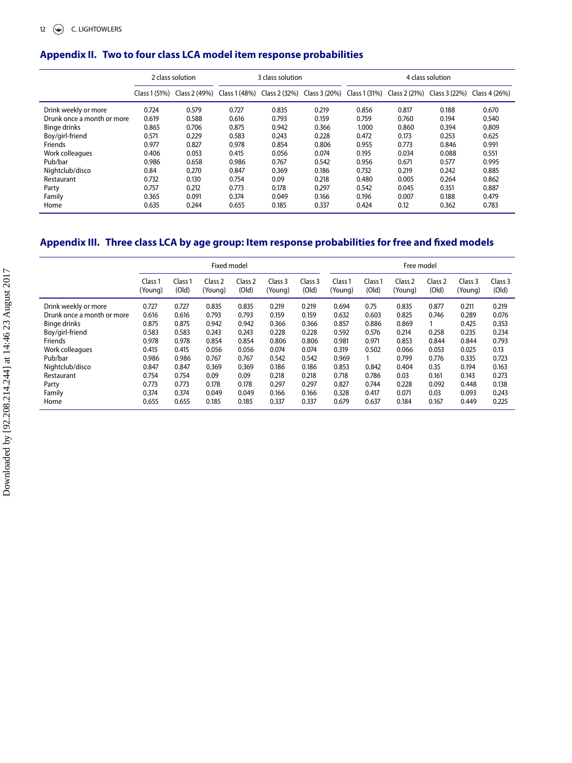## Appendix II. Two to four class LCA model item response probabilities

| | 2 class solution | | 3 class solution | | | 4 class solution | | | |
|---|---|---|---|---|---|---|---|---|---|
| | Class 1 (51%) | Class 2 (49%) | Class 1 (48%) | Class 2 (32%) | Class 3 (20%) | Class 1 (31%) | Class 2 (21%) | Class 3 (22%) | Class 4 (26%) |
| Drink weekly or more | 0.724 | 0.579 | 0.727 | 0.835 | 0.219 | 0.856 | 0.817 | 0.188 | 0.670 |
| Drunk once a month or more | 0.619 | 0.588 | 0.616 | 0.793 | 0.159 | 0.759 | 0.760 | 0.194 | 0.540 |
| Binge drinks | 0.865 | 0.706 | 0.875 | 0.942 | 0.366 | 1.000 | 0.860 | 0.394 | 0.809 |
| Boy/girl-friend | 0.571 | 0.229 | 0.583 | 0.243 | 0.228 | 0.472 | 0.173 | 0.253 | 0.625 |
| Friends | 0.977 | 0.827 | 0.978 | 0.854 | 0.806 | 0.955 | 0.773 | 0.846 | 0.991 |
| Work colleagues | 0.406 | 0.053 | 0.415 | 0.056 | 0.074 | 0.195 | 0.034 | 0.088 | 0.551 |
| Pub/bar | 0.986 | 0.658 | 0.986 | 0.767 | 0.542 | 0.956 | 0.671 | 0.577 | 0.995 |
| Nightclub/disco | 0.84 | 0.270 | 0.847 | 0.369 | 0.186 | 0.732 | 0.219 | 0.242 | 0.885 |
| Restaurant | 0.732 | 0.130 | 0.754 | 0.09 | 0.218 | 0.480 | 0.005 | 0.264 | 0.862 |
| Party | 0.757 | 0.212 | 0.773 | 0.178 | 0.297 | 0.542 | 0.045 | 0.351 | 0.887 |
| Family | 0.365 | 0.091 | 0.374 | 0.049 | 0.166 | 0.196 | 0.007 | 0.188 | 0.479 |
| Home | 0.635 | 0.244 | 0.655 | 0.185 | 0.337 | 0.424 | 0.12 | 0.362 | 0.783 |

## Appendix III. Three class LCA by age group: Item response probabilities for free and fixed models

| | Fixed model | | | | | | Free model | | | | | |
|---|---|---|---|---|---|---|---|---|---|---|---|---|
| | Class 1 (Young) | Class 1 (Old) | Class 2 (Young) | Class 2 (Old) | Class 3 (Young) | Class 3 (Old) | Class 1 (Young) | Class 1 (Old) | Class 2 (Young) | Class 2 (Old) | Class 3 (Young) | Class 3 (Old) |
| Drink weekly or more | 0.727 | 0.727 | 0.835 | 0.835 | 0.219 | 0.219 | 0.694 | 0.75 | 0.835 | 0.877 | 0.211 | 0.219 |
| Drunk once a month or more | 0.616 | 0.616 | 0.793 | 0.793 | 0.159 | 0.159 | 0.632 | 0.603 | 0.825 | 0.746 | 0.289 | 0.076 |
| Binge drinks | 0.875 | 0.875 | 0.942 | 0.942 | 0.366 | 0.366 | 0.857 | 0.886 | 0.869 | 1 | 0.425 | 0.353 |
| Boy/girl-friend | 0.583 | 0.583 | 0.243 | 0.243 | 0.228 | 0.228 | 0.592 | 0.576 | 0.214 | 0.258 | 0.235 | 0.234 |
| Friends | 0.978 | 0.978 | 0.854 | 0.854 | 0.806 | 0.806 | 0.981 | 0.971 | 0.853 | 0.844 | 0.844 | 0.793 |
| Work colleagues | 0.415 | 0.415 | 0.056 | 0.056 | 0.074 | 0.074 | 0.319 | 0.502 | 0.066 | 0.053 | 0.025 | 0.13 |
| Pub/bar | 0.986 | 0.986 | 0.767 | 0.767 | 0.542 | 0.542 | 0.969 | 1 | 0.799 | 0.776 | 0.335 | 0.723 |
| Nightclub/disco | 0.847 | 0.847 | 0.369 | 0.369 | 0.186 | 0.186 | 0.853 | 0.842 | 0.404 | 0.35 | 0.194 | 0.163 |
| Restaurant | 0.754 | 0.754 | 0.09 | 0.09 | 0.218 | 0.218 | 0.718 | 0.786 | 0.03 | 0.161 | 0.143 | 0.273 |
| Party | 0.773 | 0.773 | 0.178 | 0.178 | 0.297 | 0.297 | 0.827 | 0.744 | 0.228 | 0.092 | 0.448 | 0.138 |
| Family | 0.374 | 0.374 | 0.049 | 0.049 | 0.166 | 0.166 | 0.328 | 0.417 | 0.071 | 0.03 | 0.093 | 0.243 |
| Home | 0.655 | 0.655 | 0.185 | 0.185 | 0.337 | 0.337 | 0.679 | 0.637 | 0.184 | 0.167 | 0.449 | 0.225 |